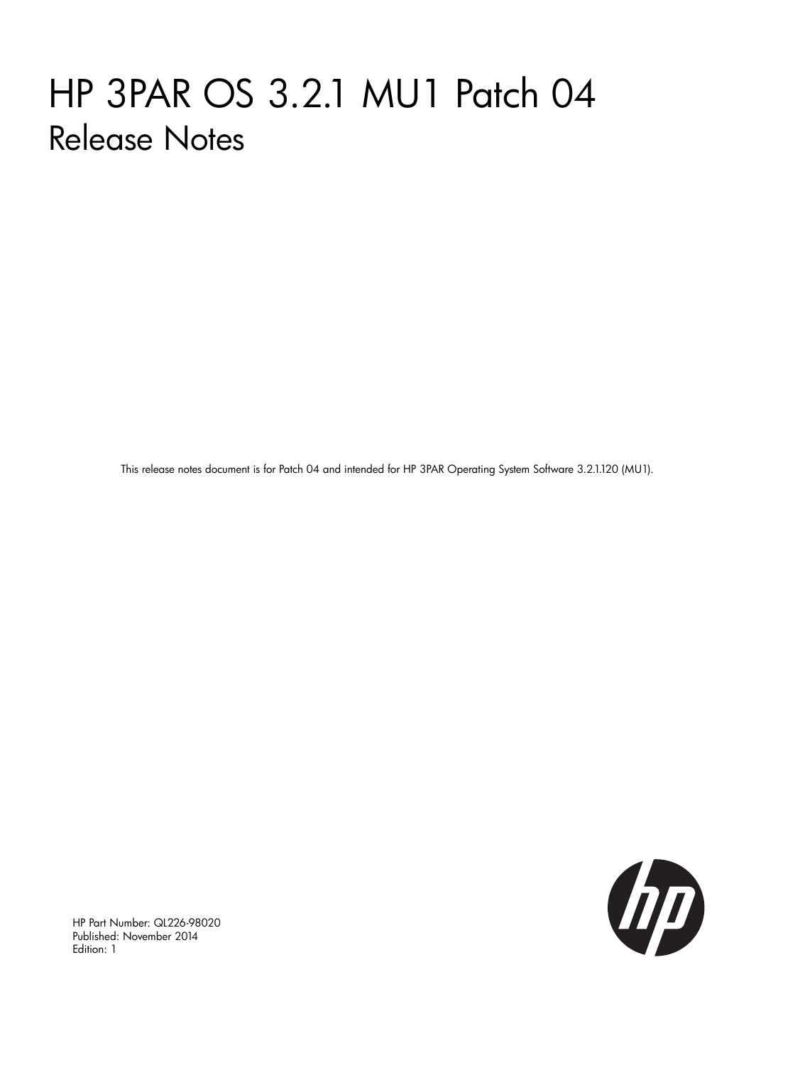# HP 3PAR OS 3.2.1 MU1 Patch 04

## Release Notes

This release notes document is for Patch 04 and intended for HP 3PAR Operating System Software 3.2.1.120 (MU1).

HP Part Number: QL226-98020
Published: November 2014
Edition: 1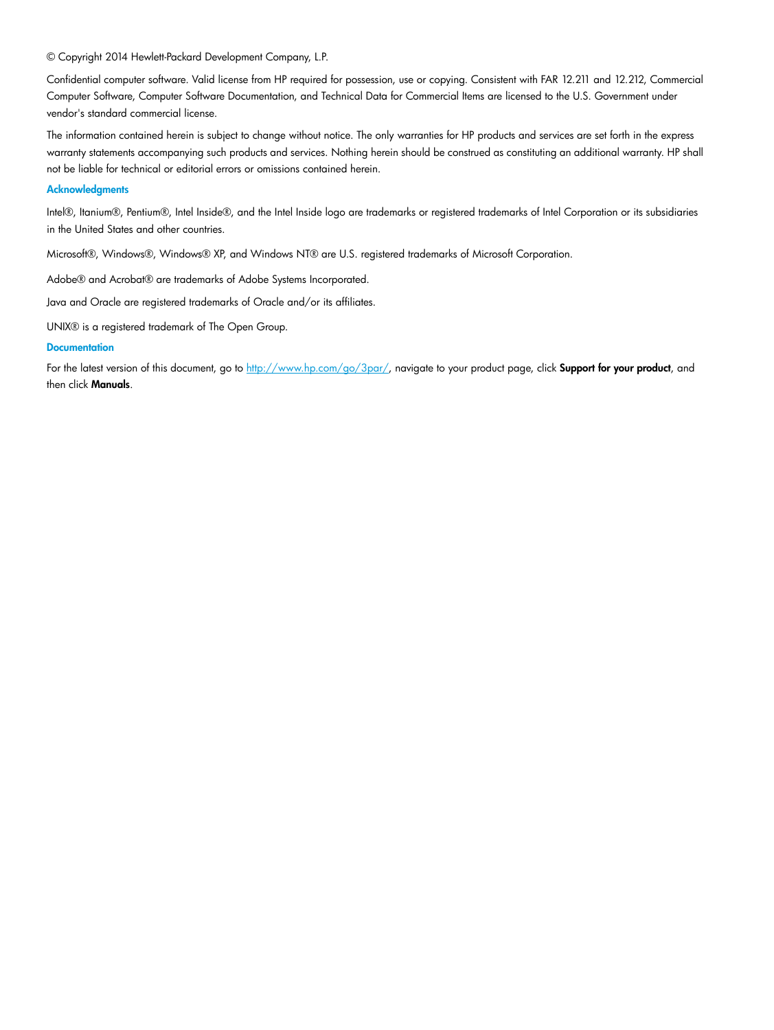© Copyright 2014 Hewlett-Packard Development Company, L.P.

Confidential computer software. Valid license from HP required for possession, use or copying. Consistent with FAR 12.211 and 12.212, Commercial Computer Software, Computer Software Documentation, and Technical Data for Commercial Items are licensed to the U.S. Government under vendor's standard commercial license.

The information contained herein is subject to change without notice. The only warranties for HP products and services are set forth in the express warranty statements accompanying such products and services. Nothing herein should be construed as constituting an additional warranty. HP shall not be liable for technical or editorial errors or omissions contained herein.

### Acknowledgments

Intel®, Itanium®, Pentium®, Intel Inside®, and the Intel Inside logo are trademarks or registered trademarks of Intel Corporation or its subsidiaries in the United States and other countries.

Microsoft®, Windows®, Windows® XP, and Windows NT® are U.S. registered trademarks of Microsoft Corporation.

Adobe® and Acrobat® are trademarks of Adobe Systems Incorporated.

Java and Oracle are registered trademarks of Oracle and/or its affiliates.

UNIX® is a registered trademark of The Open Group.

### Documentation

For the latest version of this document, go to [http://www.hp.com/go/3par/](http://www.hp.com/go/3par/), navigate to your product page, click **Support for your product**, and then click **Manuals**.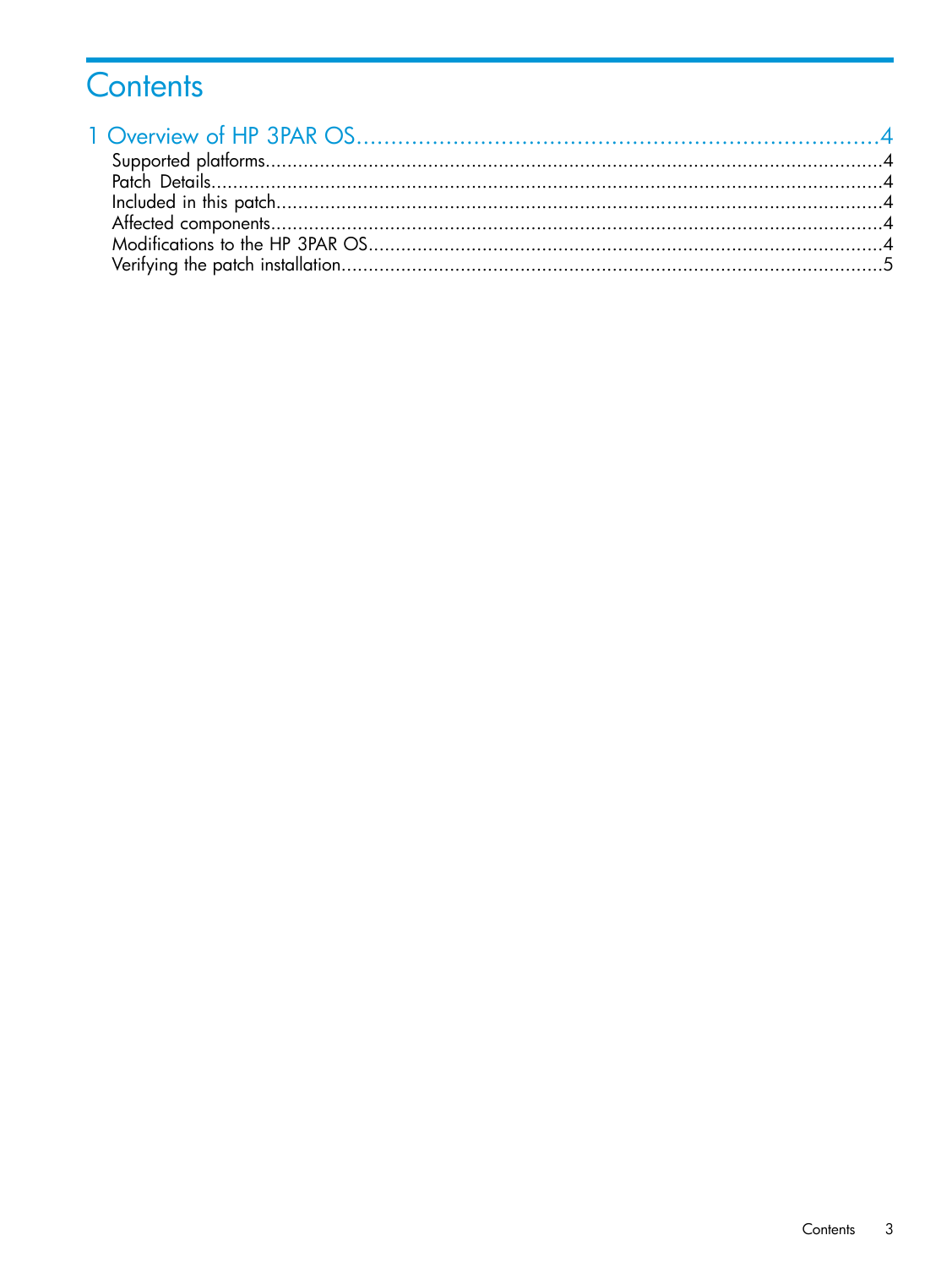# Contents

1 Overview of HP 3PAR OS.....4
- Supported platforms.....4
- Patch Details.....4
- Included in this patch.....4
- Affected components.....4
- Modifications to the HP 3PAR OS.....4
- Verifying the patch installation.....5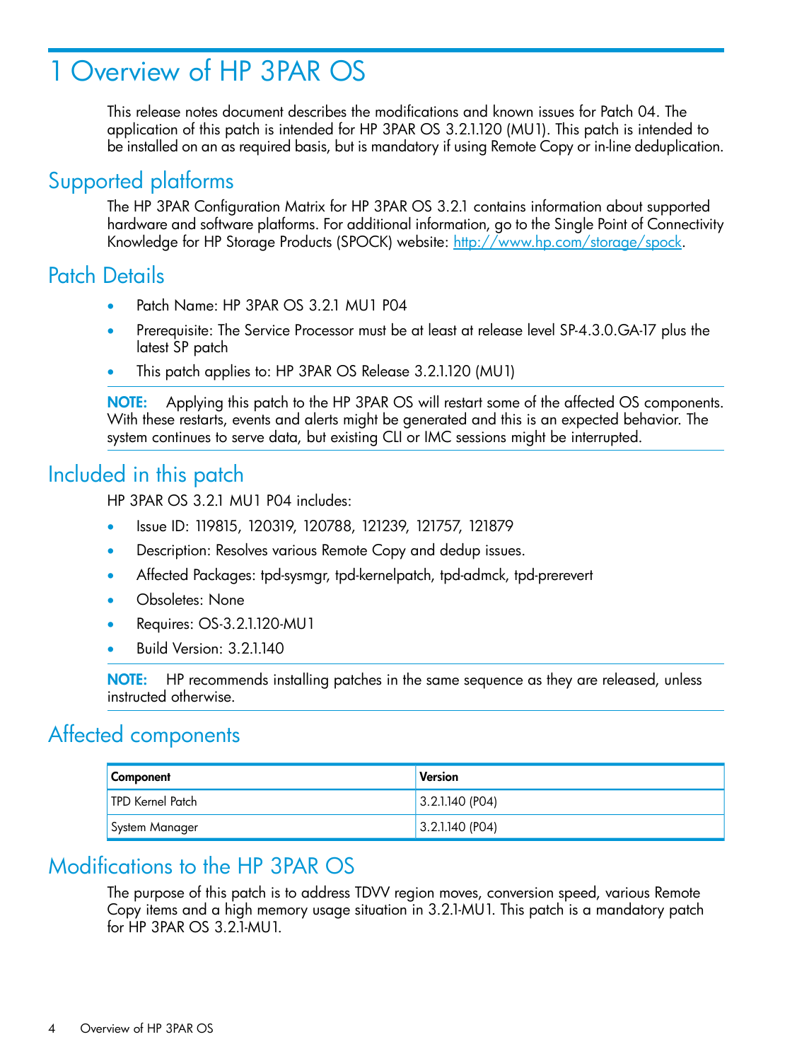# 1 Overview of HP 3PAR OS

This release notes document describes the modifications and known issues for Patch 04. The application of this patch is intended for HP 3PAR OS 3.2.1.120 (MU1). This patch is intended to be installed on an as required basis, but is mandatory if using Remote Copy or in-line deduplication.

## Supported platforms

The HP 3PAR Configuration Matrix for HP 3PAR OS 3.2.1 contains information about supported hardware and software platforms. For additional information, go to the Single Point of Connectivity Knowledge for HP Storage Products (SPOCK) website: [http://www.hp.com/storage/spock](http://www.hp.com/storage/spock).

## Patch Details

- Patch Name: HP 3PAR OS 3.2.1 MU1 P04
- Prerequisite: The Service Processor must be at least at release level SP-4.3.0.GA-17 plus the latest SP patch
- This patch applies to: HP 3PAR OS Release 3.2.1.120 (MU1)

**NOTE:** Applying this patch to the HP 3PAR OS will restart some of the affected OS components. With these restarts, events and alerts might be generated and this is an expected behavior. The system continues to serve data, but existing CLI or IMC sessions might be interrupted.

## Included in this patch

HP 3PAR OS 3.2.1 MU1 P04 includes:

- Issue ID: 119815, 120319, 120788, 121239, 121757, 121879
- Description: Resolves various Remote Copy and dedup issues.
- Affected Packages: tpd-sysmgr, tpd-kernelpatch, tpd-admck, tpd-prerevert
- Obsoletes: None
- Requires: OS-3.2.1.120-MU1
- Build Version: 3.2.1.140

**NOTE:** HP recommends installing patches in the same sequence as they are released, unless instructed otherwise.

## Affected components

| Component | Version |
|---|---|
| TPD Kernel Patch | 3.2.1.140 (P04) |
| System Manager | 3.2.1.140 (P04) |

## Modifications to the HP 3PAR OS

The purpose of this patch is to address TDVV region moves, conversion speed, various Remote Copy items and a high memory usage situation in 3.2.1-MU1. This patch is a mandatory patch for HP 3PAR OS 3.2.1-MU1.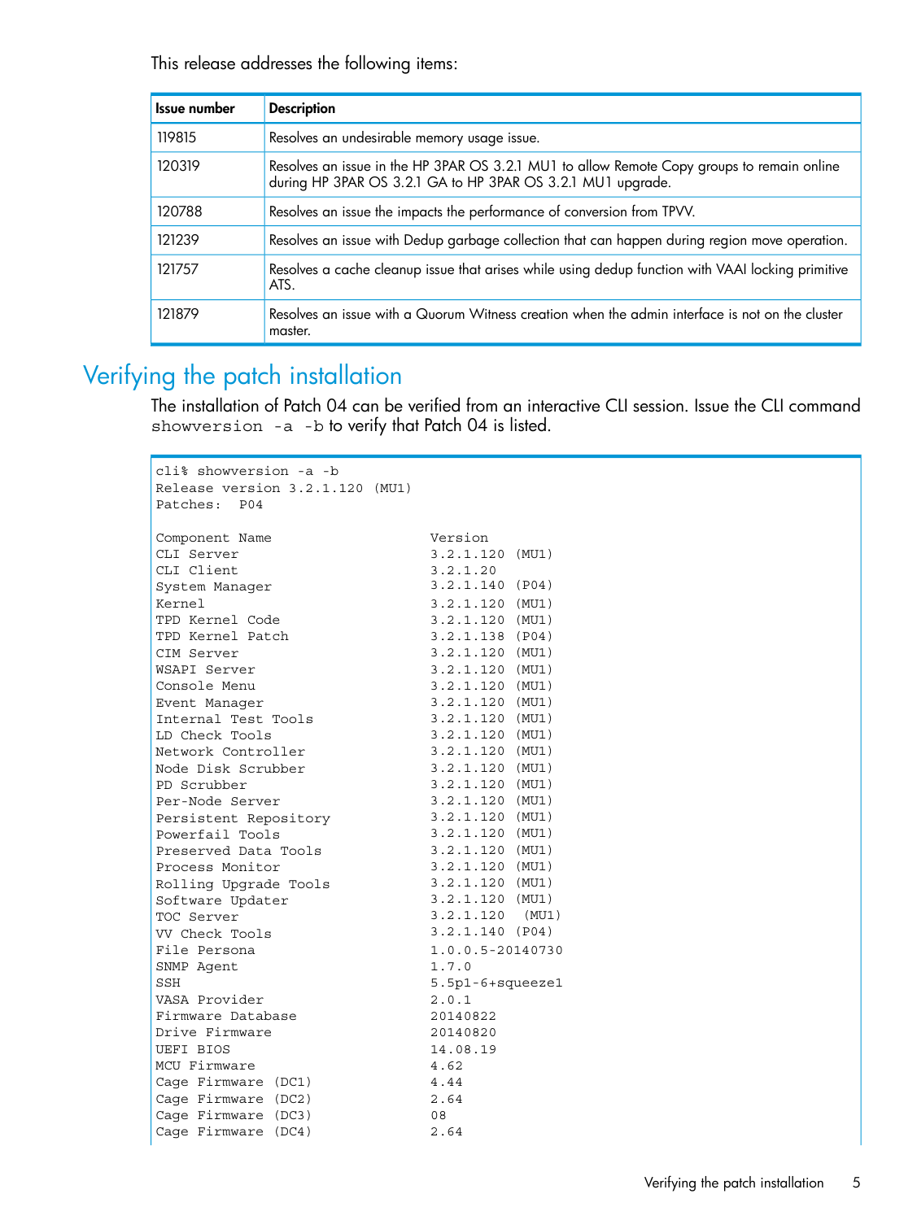This release addresses the following items:

| Issue number | Description |
|---|---|
| 119815 | Resolves an undesirable memory usage issue. |
| 120319 | Resolves an issue in the HP 3PAR OS 3.2.1 MU1 to allow Remote Copy groups to remain online during HP 3PAR OS 3.2.1 GA to HP 3PAR OS 3.2.1 MU1 upgrade. |
| 120788 | Resolves an issue the impacts the performance of conversion from TPVV. |
| 121239 | Resolves an issue with Dedup garbage collection that can happen during region move operation. |
| 121757 | Resolves a cache cleanup issue that arises while using dedup function with VAAI locking primitive ATS. |
| 121879 | Resolves an issue with a Quorum Witness creation when the admin interface is not on the cluster master. |

# Verifying the patch installation

The installation of Patch 04 can be verified from an interactive CLI session. Issue the CLI command `showversion -a -b` to verify that Patch 04 is listed.

```
cli% showversion -a -b
Release version 3.2.1.120 (MU1)
Patches:  P04

Component Name                   Version
CLI Server                       3.2.1.120 (MU1)
CLI Client                       3.2.1.20
System Manager                   3.2.1.140 (P04)
Kernel                           3.2.1.120 (MU1)
TPD Kernel Code                  3.2.1.120 (MU1)
TPD Kernel Patch                 3.2.1.138 (P04)
CIM Server                       3.2.1.120 (MU1)
WSAPI Server                     3.2.1.120 (MU1)
Console Menu                     3.2.1.120 (MU1)
Event Manager                    3.2.1.120 (MU1)
Internal Test Tools              3.2.1.120 (MU1)
LD Check Tools                   3.2.1.120 (MU1)
Network Controller               3.2.1.120 (MU1)
Node Disk Scrubber               3.2.1.120 (MU1)
PD Scrubber                      3.2.1.120 (MU1)
Per-Node Server                  3.2.1.120 (MU1)
Persistent Repository            3.2.1.120 (MU1)
Powerfail Tools                  3.2.1.120 (MU1)
Preserved Data Tools             3.2.1.120 (MU1)
Process Monitor                  3.2.1.120 (MU1)
Rolling Upgrade Tools            3.2.1.120 (MU1)
Software Updater                 3.2.1.120 (MU1)
TOC Server                       3.2.1.120  (MU1)
VV Check Tools                   3.2.1.140 (P04)
File Persona                     1.0.0.5-20140730
SNMP Agent                       1.7.0
SSH                              5.5p1-6+squeeze1
VASA Provider                    2.0.1
Firmware Database                20140822
Drive Firmware                   20140820
UEFI BIOS                        14.08.19
MCU Firmware                     4.62
Cage Firmware (DC1)              4.44
Cage Firmware (DC2)              2.64
Cage Firmware (DC3)              08
Cage Firmware (DC4)              2.64
```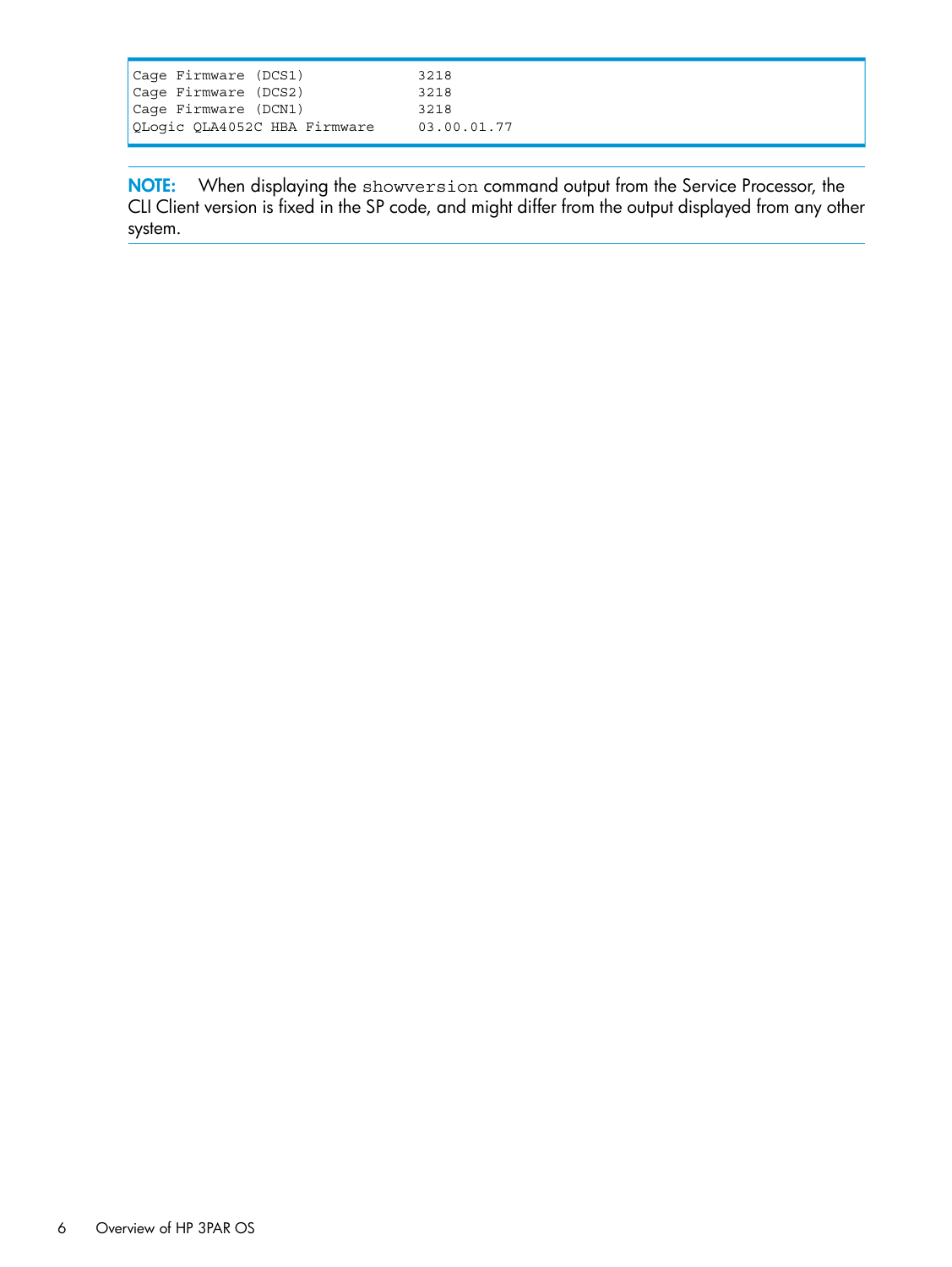```
Cage Firmware (DCS1)            3218
Cage Firmware (DCS2)            3218
Cage Firmware (DCN1)            3218
QLogic QLA4052C HBA Firmware    03.00.01.77
```

**NOTE:** When displaying the `showversion` command output from the Service Processor, the CLI Client version is fixed in the SP code, and might differ from the output displayed from any other system.